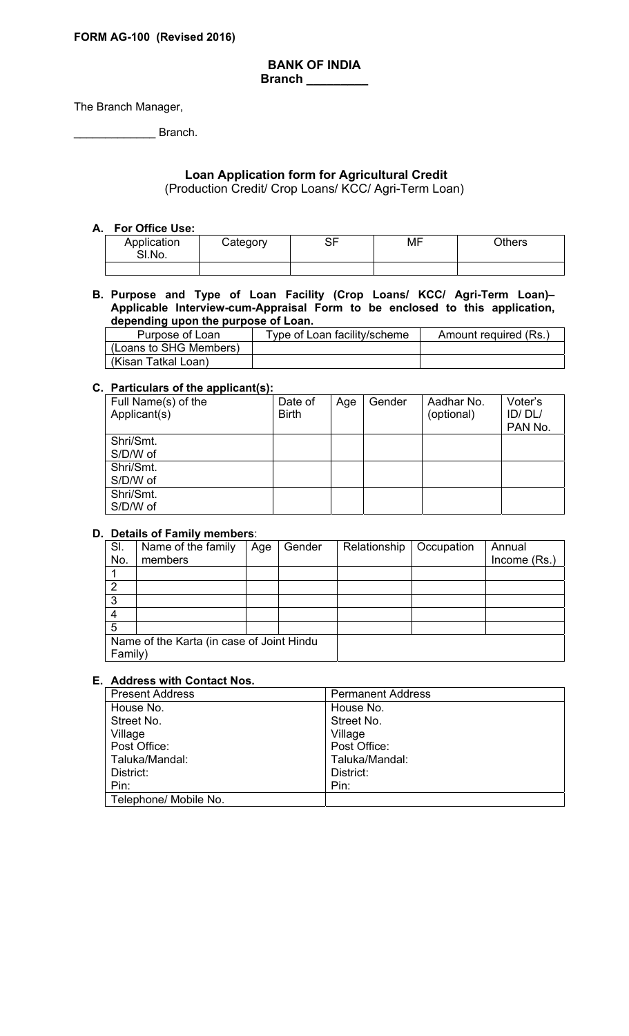**FORM AG-100 (Revised 2016)**

**BANK OF INDIA**
**Branch \_\_\_\_\_\_\_\_\_**

The Branch Manager,

\_\_\_\_\_\_\_\_\_\_\_\_\_ Branch.

## Loan Application form for Agricultural Credit

(Production Credit/ Crop Loans/ KCC/ Agri-Term Loan)

**A. For Office Use:**

| Application Sl.No. | Category | SF | MF | Others |
|---|---|---|---|---|
| | | | | |

**B. Purpose and Type of Loan Facility (Crop Loans/ KCC/ Agri-Term Loan)– Applicable Interview-cum-Appraisal Form to be enclosed to this application, depending upon the purpose of Loan.**

| Purpose of Loan | Type of Loan facility/scheme | Amount required (Rs.) |
|---|---|---|
| (Loans to SHG Members) | | |
| (Kisan Tatkal Loan) | | |

**C. Particulars of the applicant(s):**

| Full Name(s) of the Applicant(s) | Date of Birth | Age | Gender | Aadhar No. (optional) | Voter's ID/ DL/ PAN No. |
|---|---|---|---|---|---|
| Shri/Smt.<br>S/D/W of | | | | | |
| Shri/Smt.<br>S/D/W of | | | | | |
| Shri/Smt.<br>S/D/W of | | | | | |

**D. Details of Family members**:

| Sl. No. | Name of the family members | Age | Gender | Relationship | Occupation | Annual Income (Rs.) |
|---|---|---|---|---|---|---|
| 1 | | | | | | |
| 2 | | | | | | |
| 3 | | | | | | |
| 4 | | | | | | |
| 5 | | | | | | |
| Name of the Karta (in case of Joint Hindu Family) | | | | | | |

**E. Address with Contact Nos.**

| Present Address | Permanent Address |
|---|---|
| House No.<br>Street No.<br>Village<br>Post Office:<br>Taluka/Mandal:<br>District:<br>Pin: | House No.<br>Street No.<br>Village<br>Post Office:<br>Taluka/Mandal:<br>District:<br>Pin: |
| Telephone/ Mobile No. | |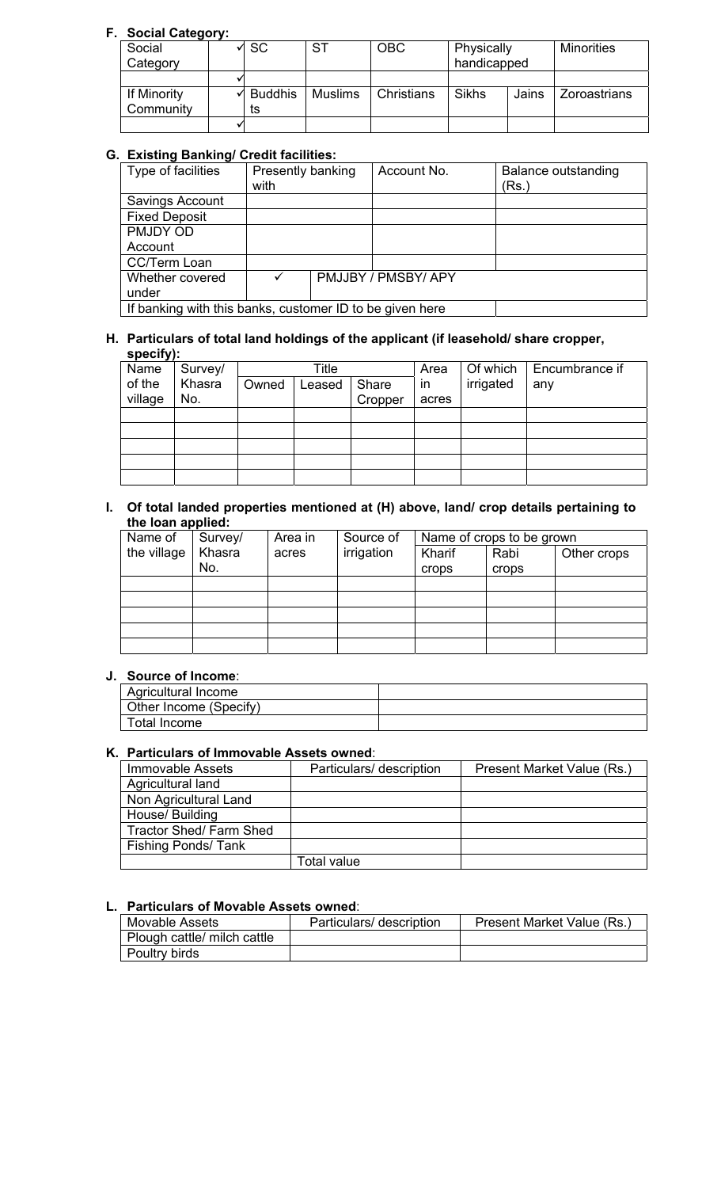### F. Social Category:

| Social Category | ✓ | SC | ST | OBC | Physically handicapped | | Minorities |
|---|---|---|---|---|---|---|---|
| | ✓ | | | | | | |
| If Minority Community | ✓ | Buddhists | Muslims | Christians | Sikhs | Jains | Zoroastrians |
| | ✓ | | | | | | |

### G. Existing Banking/ Credit facilities:

| Type of facilities | Presently banking with | Account No. | Balance outstanding (Rs.) |
|---|---|---|---|
| Savings Account | | | |
| Fixed Deposit | | | |
| PMJDY OD Account | | | |
| CC/Term Loan | | | |
| Whether covered under | ✓ | PMJJBY / PMSBY/ APY | |
| If banking with this banks, customer ID to be given here | | | |

### H. Particulars of total land holdings of the applicant (if leasehold/ share cropper, specify):

| Name of the village | Survey/ Khasra No. | Title | | | Area in acres | Of which irrigated | Encumbrance if any |
|---|---|---|---|---|---|---|---|
| | | Owned | Leased | Share Cropper | | | |
| | | | | | | | |
| | | | | | | | |
| | | | | | | | |
| | | | | | | | |
| | | | | | | | |

### I. Of total landed properties mentioned at (H) above, land/ crop details pertaining to the loan applied:

| Name of the village | Survey/ Khasra No. | Area in acres | Source of irrigation | Name of crops to be grown | | |
|---|---|---|---|---|---|---|
| | | | | Kharif crops | Rabi crops | Other crops |
| | | | | | | |
| | | | | | | |
| | | | | | | |
| | | | | | | |
| | | | | | | |

### J. Source of Income:

| | |
|---|---|
| Agricultural Income | |
| Other Income (Specify) | |
| Total Income | |

### K. Particulars of Immovable Assets owned:

| Immovable Assets | Particulars/ description | Present Market Value (Rs.) |
|---|---|---|
| Agricultural land | | |
| Non Agricultural Land | | |
| House/ Building | | |
| Tractor Shed/ Farm Shed | | |
| Fishing Ponds/ Tank | | |
| | Total value | |

### L. Particulars of Movable Assets owned:

| Movable Assets | Particulars/ description | Present Market Value (Rs.) |
|---|---|---|
| Plough cattle/ milch cattle | | |
| Poultry birds | | |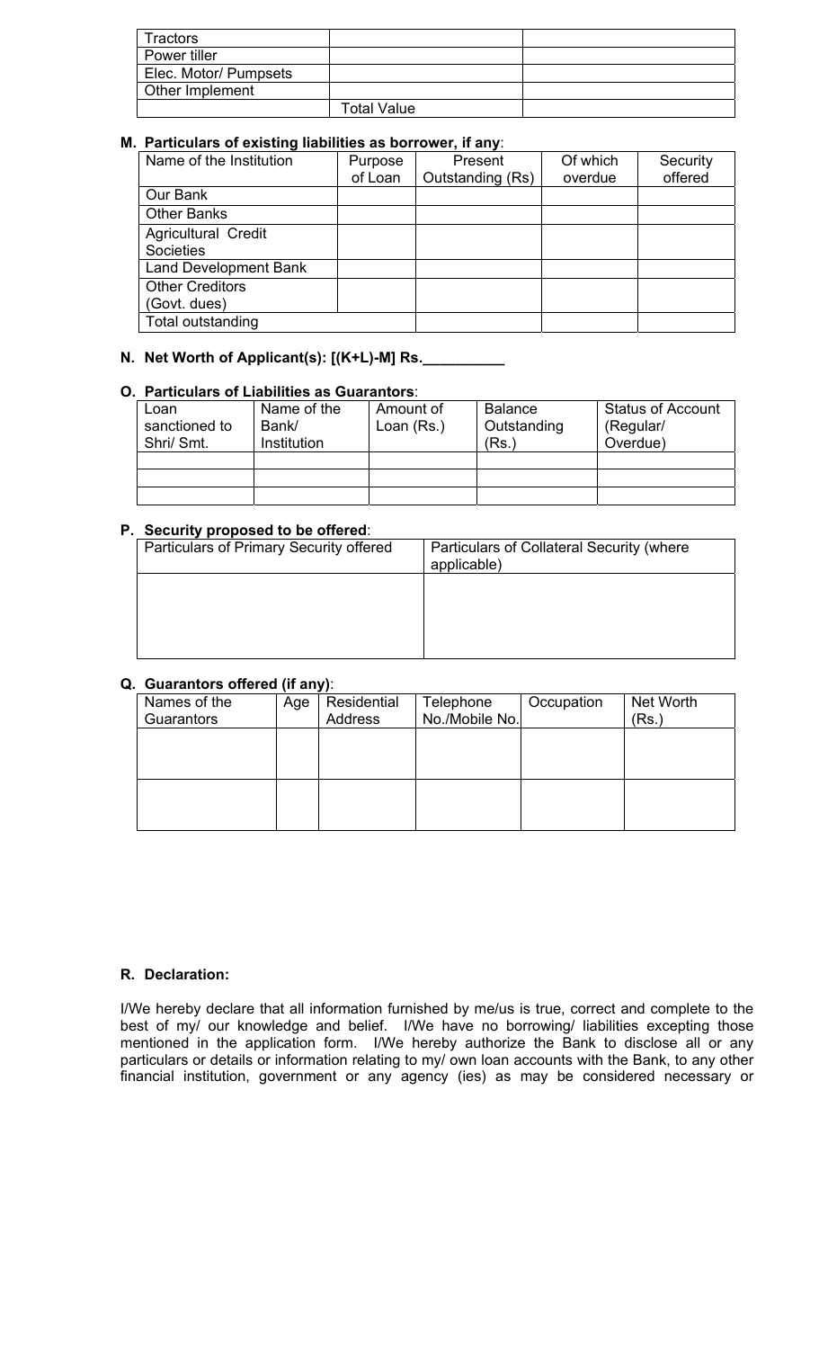| Tractors | | |
|---|---|---|
| Power tiller | | |
| Elec. Motor/ Pumpsets | | |
| Other Implement | | |
| | Total Value | |

**M. Particulars of existing liabilities as borrower, if any**:

| Name of the Institution | Purpose of Loan | Present Outstanding (Rs) | Of which overdue | Security offered |
|---|---|---|---|---|
| Our Bank | | | | |
| Other Banks | | | | |
| Agricultural Credit Societies | | | | |
| Land Development Bank | | | | |
| Other Creditors (Govt. dues) | | | | |
| Total outstanding | | | | |

**N. Net Worth of Applicant(s): [(K+L)-M] Rs.__________**

**O. Particulars of Liabilities as Guarantors**:

| Loan sanctioned to Shri/ Smt. | Name of the Bank/ Institution | Amount of Loan (Rs.) | Balance Outstanding (Rs.) | Status of Account (Regular/ Overdue) |
|---|---|---|---|---|
| | | | | |
| | | | | |
| | | | | |

**P. Security proposed to be offered**:

| Particulars of Primary Security offered | Particulars of Collateral Security (where applicable) |
|---|---|
| | |

**Q. Guarantors offered (if any)**:

| Names of the Guarantors | Age | Residential Address | Telephone No./Mobile No. | Occupation | Net Worth (Rs.) |
|---|---|---|---|---|---|
| | | | | | |
| | | | | | |

**R. Declaration:**

I/We hereby declare that all information furnished by me/us is true, correct and complete to the best of my/ our knowledge and belief. I/We have no borrowing/ liabilities excepting those mentioned in the application form. I/We hereby authorize the Bank to disclose all or any particulars or details or information relating to my/ own loan accounts with the Bank, to any other financial institution, government or any agency (ies) as may be considered necessary or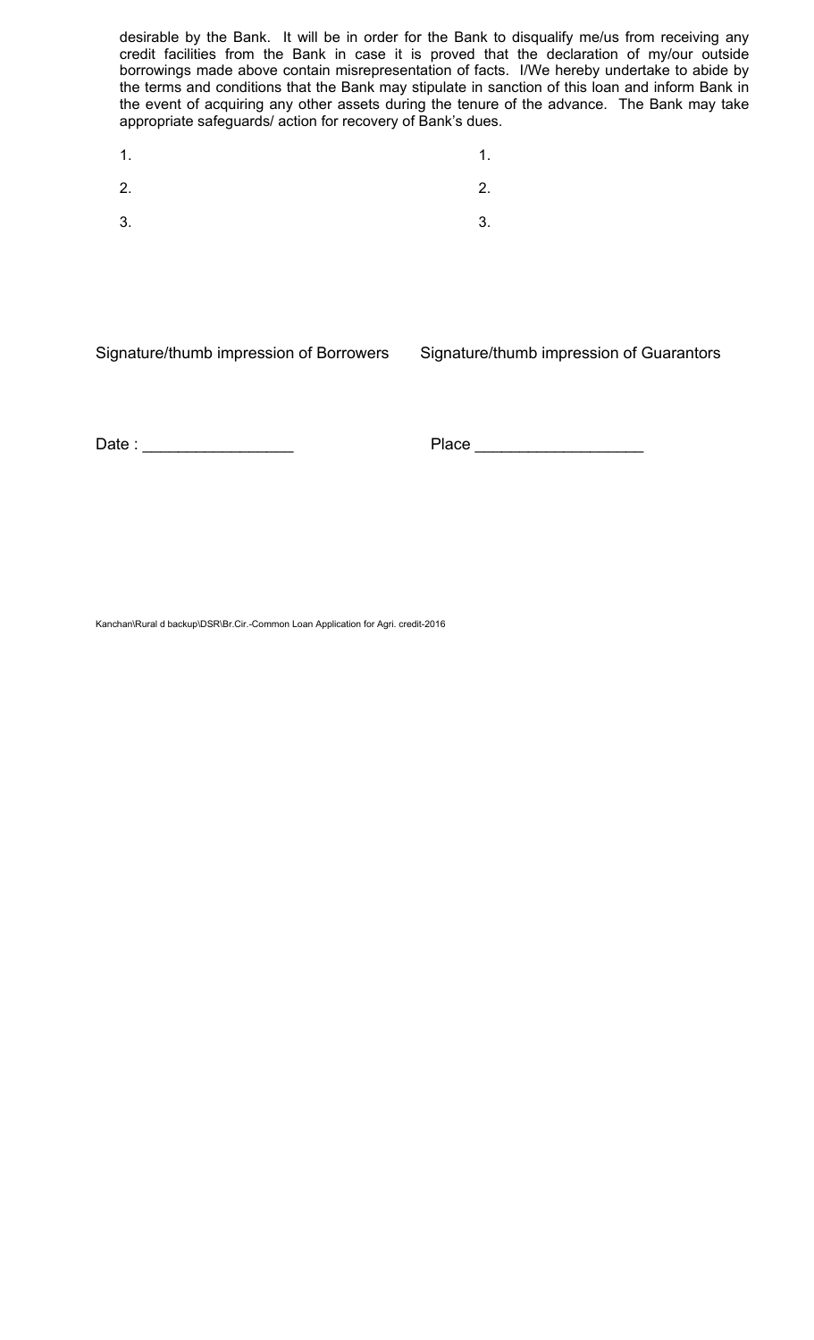desirable by the Bank. It will be in order for the Bank to disqualify me/us from receiving any credit facilities from the Bank in case it is proved that the declaration of my/our outside borrowings made above contain misrepresentation of facts. I/We hereby undertake to abide by the terms and conditions that the Bank may stipulate in sanction of this loan and inform Bank in the event of acquiring any other assets during the tenure of the advance. The Bank may take appropriate safeguards/ action for recovery of Bank's dues.

| Signature/thumb impression of Borrowers | Signature/thumb impression of Guarantors |
|---|---|
| 1. | 1. |
| 2. | 2. |
| 3. | 3. |

Date : _________________ Place ___________________

Kanchan\Rural d backup\DSR\Br.Cir.-Common Loan Application for Agri. credit-2016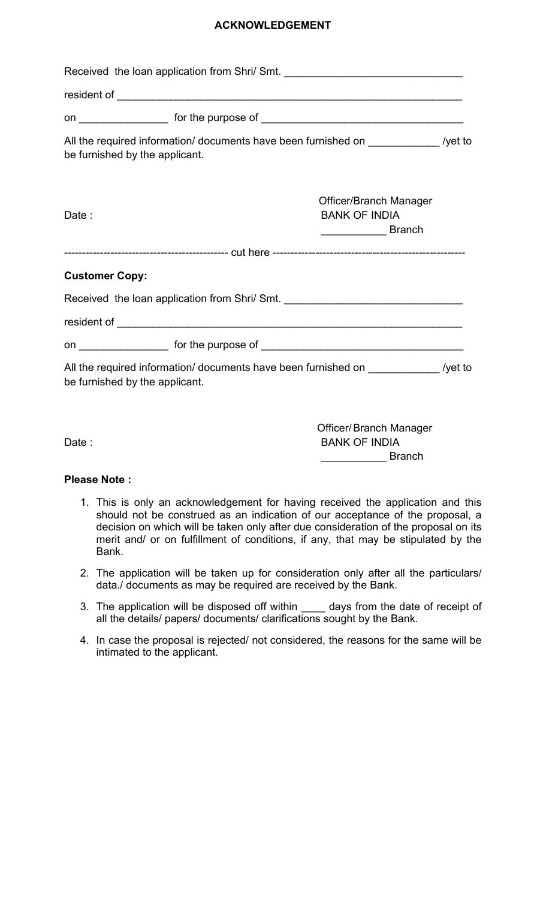# ACKNOWLEDGEMENT

Received the loan application from Shri/ Smt. ______________________________

resident of ____________________________________________________________

on _______________ for the purpose of __________________________________

All the required information/ documents have been furnished on ____________ /yet to be furnished by the applicant.

Officer/Branch Manager
BANK OF INDIA
___________ Branch

Date :

---------------------------------------------- cut here ------------------------------------------------------

**Customer Copy:**

Received the loan application from Shri/ Smt. ______________________________

resident of ____________________________________________________________

on _______________ for the purpose of __________________________________

All the required information/ documents have been furnished on ____________ /yet to be furnished by the applicant.

Officer/ Branch Manager
BANK OF INDIA
___________ Branch

Date :

**Please Note :**

1. This is only an acknowledgement for having received the application and this should not be construed as an indication of our acceptance of the proposal, a decision on which will be taken only after due consideration of the proposal on its merit and/ or on fulfillment of conditions, if any, that may be stipulated by the Bank.

2. The application will be taken up for consideration only after all the particulars/ data./ documents as may be required are received by the Bank.

3. The application will be disposed off within ____ days from the date of receipt of all the details/ papers/ documents/ clarifications sought by the Bank.

4. In case the proposal is rejected/ not considered, the reasons for the same will be intimated to the applicant.